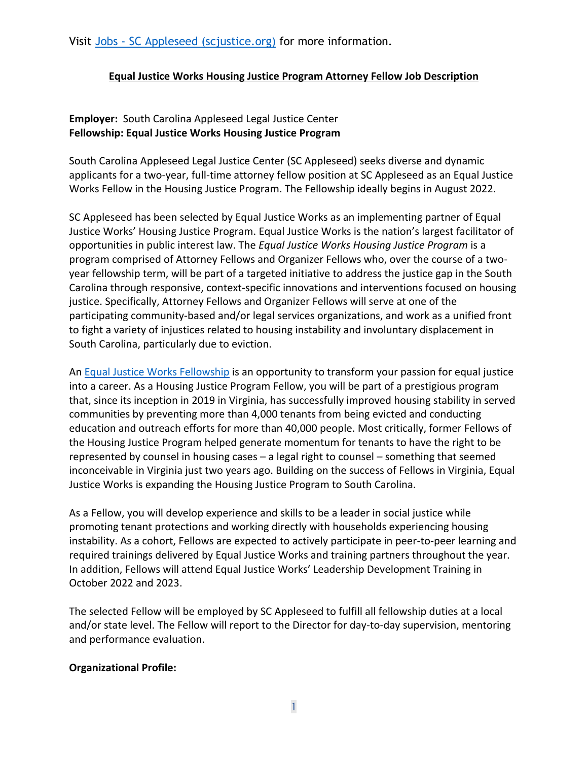Visit [Jobs - SC Appleseed (scjustice.org)](Jobs - SC Appleseed (scjustice.org)) for more information.

# Equal Justice Works Housing Justice Program Attorney Fellow Job Description

**Employer:** South Carolina Appleseed Legal Justice Center
**Fellowship: Equal Justice Works Housing Justice Program**

South Carolina Appleseed Legal Justice Center (SC Appleseed) seeks diverse and dynamic applicants for a two-year, full-time attorney fellow position at SC Appleseed as an Equal Justice Works Fellow in the Housing Justice Program. The Fellowship ideally begins in August 2022.

SC Appleseed has been selected by Equal Justice Works as an implementing partner of Equal Justice Works' Housing Justice Program. Equal Justice Works is the nation's largest facilitator of opportunities in public interest law. The *Equal Justice Works Housing Justice Program* is a program comprised of Attorney Fellows and Organizer Fellows who, over the course of a two-year fellowship term, will be part of a targeted initiative to address the justice gap in the South Carolina through responsive, context-specific innovations and interventions focused on housing justice. Specifically, Attorney Fellows and Organizer Fellows will serve at one of the participating community-based and/or legal services organizations, and work as a unified front to fight a variety of injustices related to housing instability and involuntary displacement in South Carolina, particularly due to eviction.

An Equal Justice Works Fellowship is an opportunity to transform your passion for equal justice into a career. As a Housing Justice Program Fellow, you will be part of a prestigious program that, since its inception in 2019 in Virginia, has successfully improved housing stability in served communities by preventing more than 4,000 tenants from being evicted and conducting education and outreach efforts for more than 40,000 people. Most critically, former Fellows of the Housing Justice Program helped generate momentum for tenants to have the right to be represented by counsel in housing cases – a legal right to counsel – something that seemed inconceivable in Virginia just two years ago. Building on the success of Fellows in Virginia, Equal Justice Works is expanding the Housing Justice Program to South Carolina.

As a Fellow, you will develop experience and skills to be a leader in social justice while promoting tenant protections and working directly with households experiencing housing instability. As a cohort, Fellows are expected to actively participate in peer-to-peer learning and required trainings delivered by Equal Justice Works and training partners throughout the year. In addition, Fellows will attend Equal Justice Works' Leadership Development Training in October 2022 and 2023.

The selected Fellow will be employed by SC Appleseed to fulfill all fellowship duties at a local and/or state level. The Fellow will report to the Director for day-to-day supervision, mentoring and performance evaluation.

**Organizational Profile:**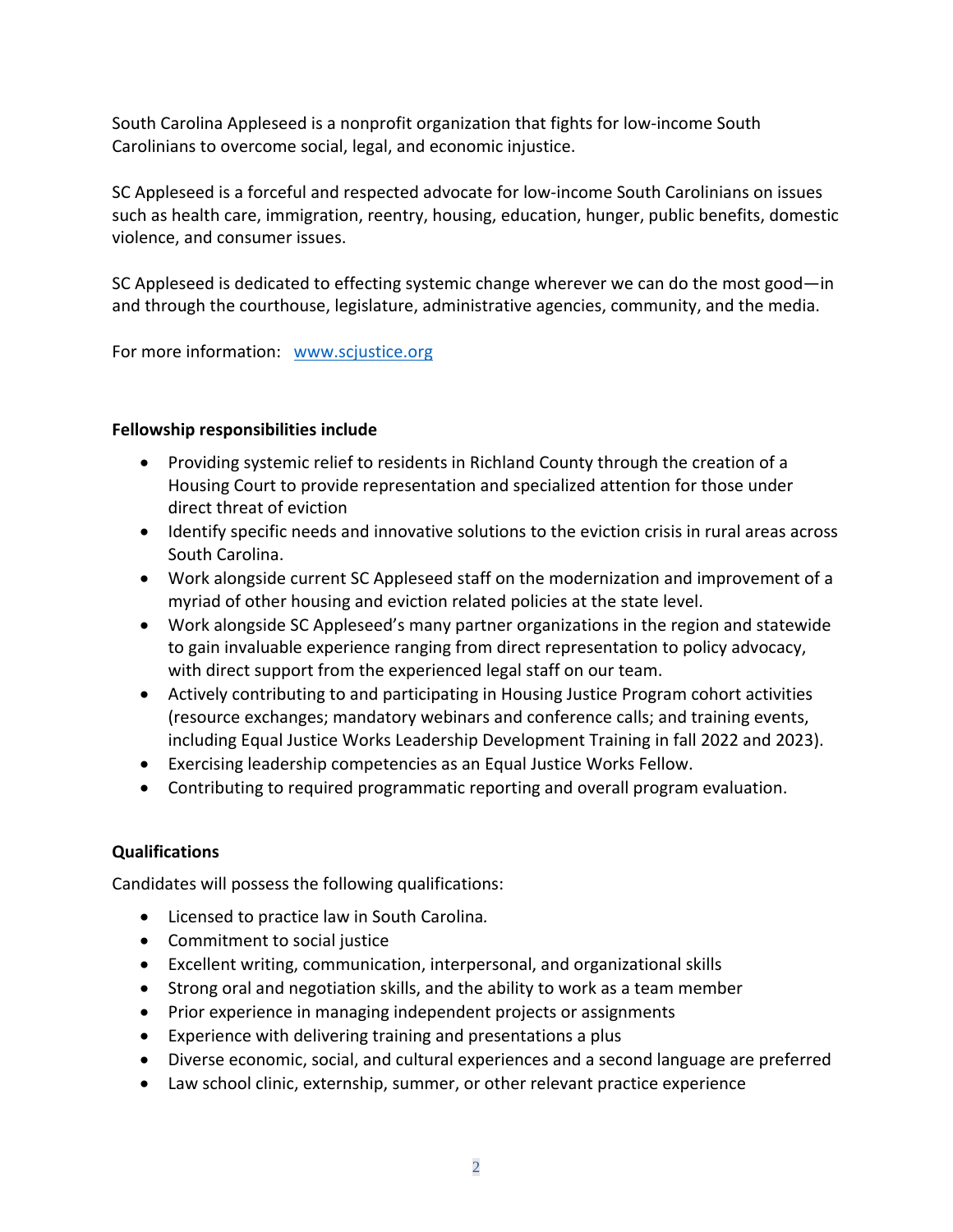South Carolina Appleseed is a nonprofit organization that fights for low-income South Carolinians to overcome social, legal, and economic injustice.

SC Appleseed is a forceful and respected advocate for low-income South Carolinians on issues such as health care, immigration, reentry, housing, education, hunger, public benefits, domestic violence, and consumer issues.

SC Appleseed is dedicated to effecting systemic change wherever we can do the most good—in and through the courthouse, legislature, administrative agencies, community, and the media.

For more information: [www.scjustice.org](http://www.scjustice.org)

**Fellowship responsibilities include**

- Providing systemic relief to residents in Richland County through the creation of a Housing Court to provide representation and specialized attention for those under direct threat of eviction
- Identify specific needs and innovative solutions to the eviction crisis in rural areas across South Carolina.
- Work alongside current SC Appleseed staff on the modernization and improvement of a myriad of other housing and eviction related policies at the state level.
- Work alongside SC Appleseed's many partner organizations in the region and statewide to gain invaluable experience ranging from direct representation to policy advocacy, with direct support from the experienced legal staff on our team.
- Actively contributing to and participating in Housing Justice Program cohort activities (resource exchanges; mandatory webinars and conference calls; and training events, including Equal Justice Works Leadership Development Training in fall 2022 and 2023).
- Exercising leadership competencies as an Equal Justice Works Fellow.
- Contributing to required programmatic reporting and overall program evaluation.

**Qualifications**

Candidates will possess the following qualifications:

- Licensed to practice law in South Carolina.
- Commitment to social justice
- Excellent writing, communication, interpersonal, and organizational skills
- Strong oral and negotiation skills, and the ability to work as a team member
- Prior experience in managing independent projects or assignments
- Experience with delivering training and presentations a plus
- Diverse economic, social, and cultural experiences and a second language are preferred
- Law school clinic, externship, summer, or other relevant practice experience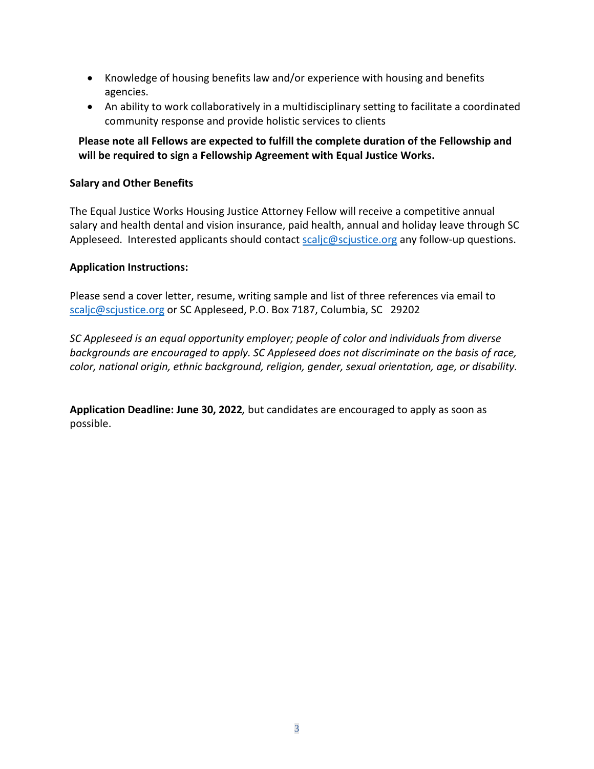- Knowledge of housing benefits law and/or experience with housing and benefits agencies.
- An ability to work collaboratively in a multidisciplinary setting to facilitate a coordinated community response and provide holistic services to clients

**Please note all Fellows are expected to fulfill the complete duration of the Fellowship and will be required to sign a Fellowship Agreement with Equal Justice Works.**

**Salary and Other Benefits**

The Equal Justice Works Housing Justice Attorney Fellow will receive a competitive annual salary and health dental and vision insurance, paid health, annual and holiday leave through SC Appleseed. Interested applicants should contact scaljc@scjustice.org any follow-up questions.

**Application Instructions:**

Please send a cover letter, resume, writing sample and list of three references via email to scaljc@scjustice.org or SC Appleseed, P.O. Box 7187, Columbia, SC 29202

*SC Appleseed is an equal opportunity employer; people of color and individuals from diverse backgrounds are encouraged to apply. SC Appleseed does not discriminate on the basis of race, color, national origin, ethnic background, religion, gender, sexual orientation, age, or disability.*

**Application Deadline: June 30, 2022***,* but candidates are encouraged to apply as soon as possible.